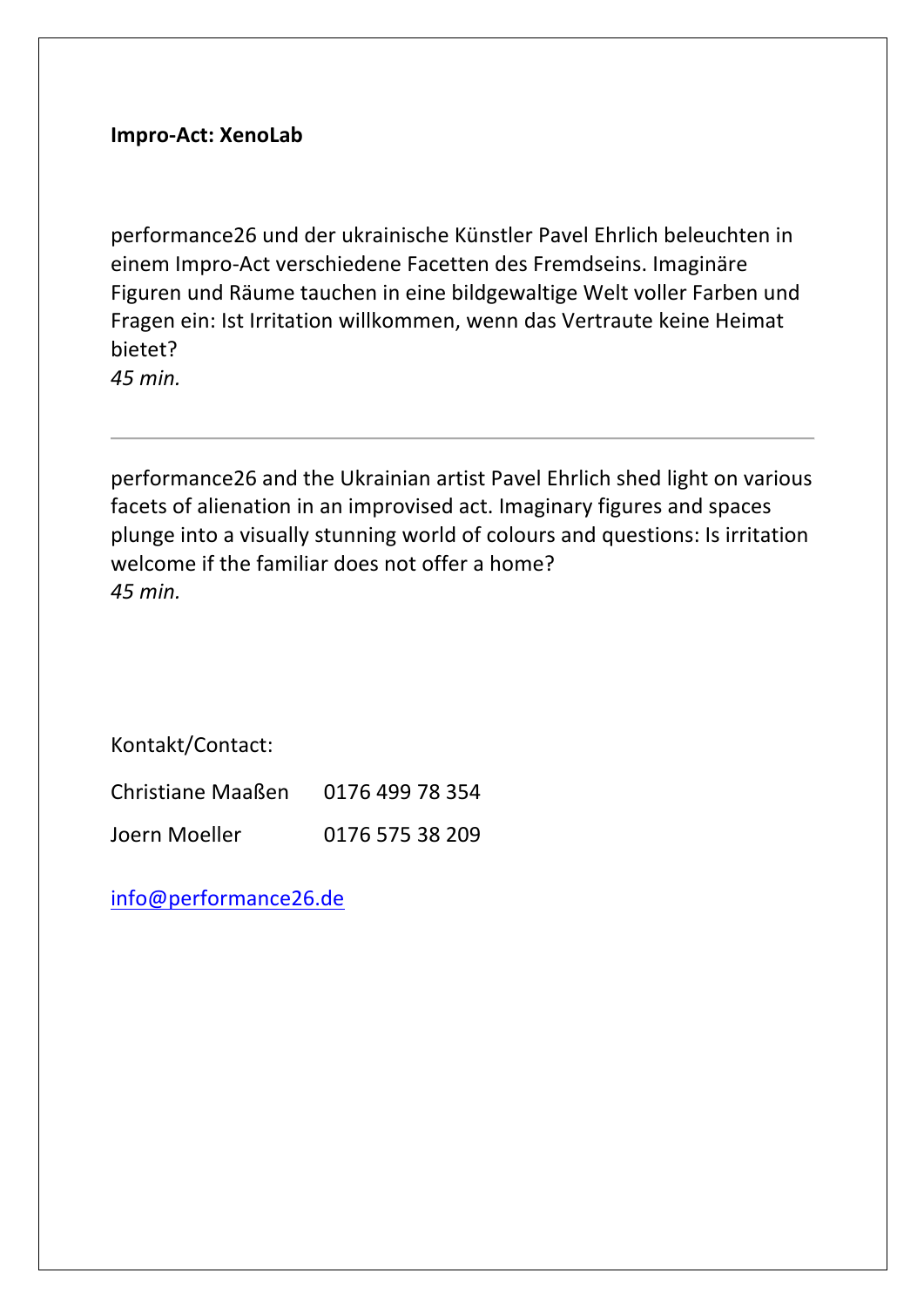**Impro-Act: XenoLab**

performance26 und der ukrainische Künstler Pavel Ehrlich beleuchten in einem Impro-Act verschiedene Facetten des Fremdseins. Imaginäre Figuren und Räume tauchen in eine bildgewaltige Welt voller Farben und Fragen ein: Ist Irritation willkommen, wenn das Vertraute keine Heimat bietet?
*45 min.*

---

performance26 and the Ukrainian artist Pavel Ehrlich shed light on various facets of alienation in an improvised act. Imaginary figures and spaces plunge into a visually stunning world of colours and questions: Is irritation welcome if the familiar does not offer a home?
*45 min.*

Kontakt/Contact:

Christiane Maaßen 0176 499 78 354

Joern Moeller 0176 575 38 209

[info@performance26.de](mailto:info@performance26.de)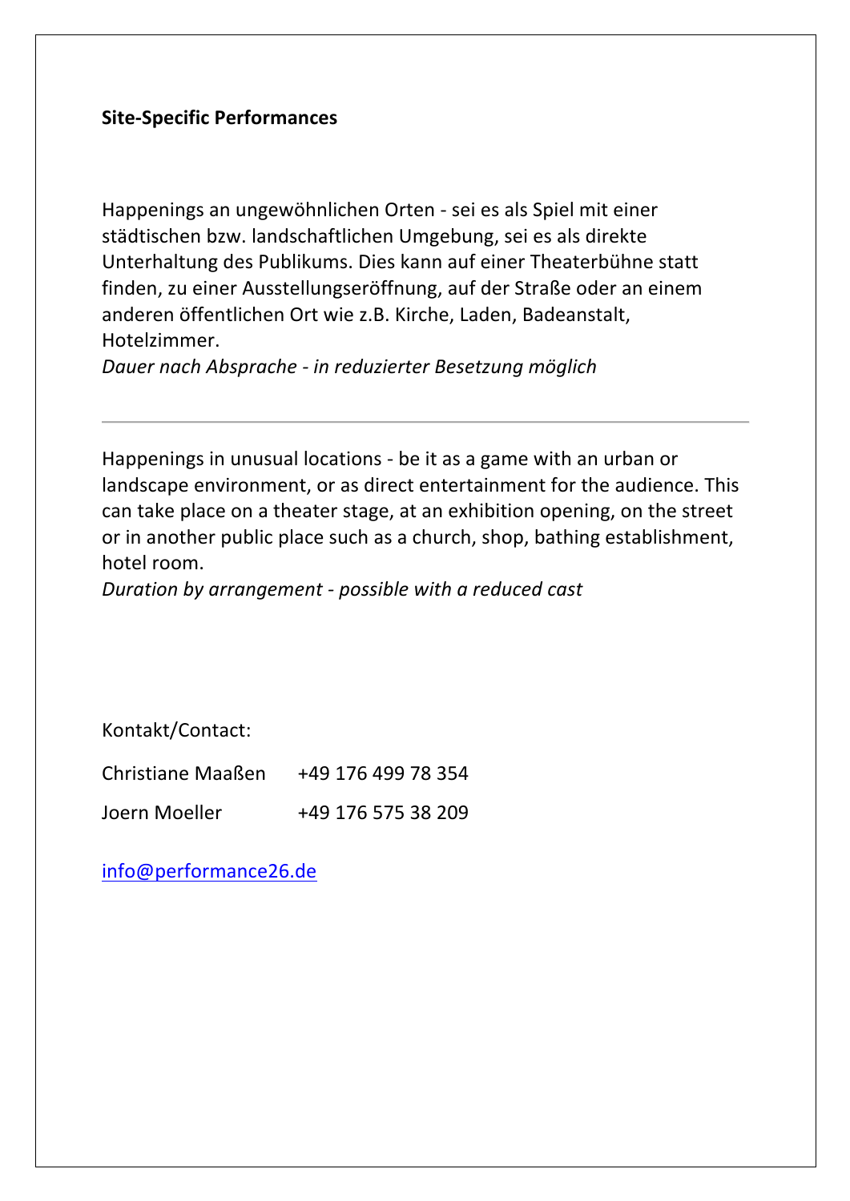**Site-Specific Performances**

Happenings an ungewöhnlichen Orten - sei es als Spiel mit einer städtischen bzw. landschaftlichen Umgebung, sei es als direkte Unterhaltung des Publikums. Dies kann auf einer Theaterbühne statt finden, zu einer Ausstellungseröffnung, auf der Straße oder an einem anderen öffentlichen Ort wie z.B. Kirche, Laden, Badeanstalt, Hotelzimmer.
*Dauer nach Absprache - in reduzierter Besetzung möglich*

---

Happenings in unusual locations - be it as a game with an urban or landscape environment, or as direct entertainment for the audience. This can take place on a theater stage, at an exhibition opening, on the street or in another public place such as a church, shop, bathing establishment, hotel room.
*Duration by arrangement - possible with a reduced cast*

Kontakt/Contact:

Christiane Maaßen +49 176 499 78 354

Joern Moeller +49 176 575 38 209

info@performance26.de